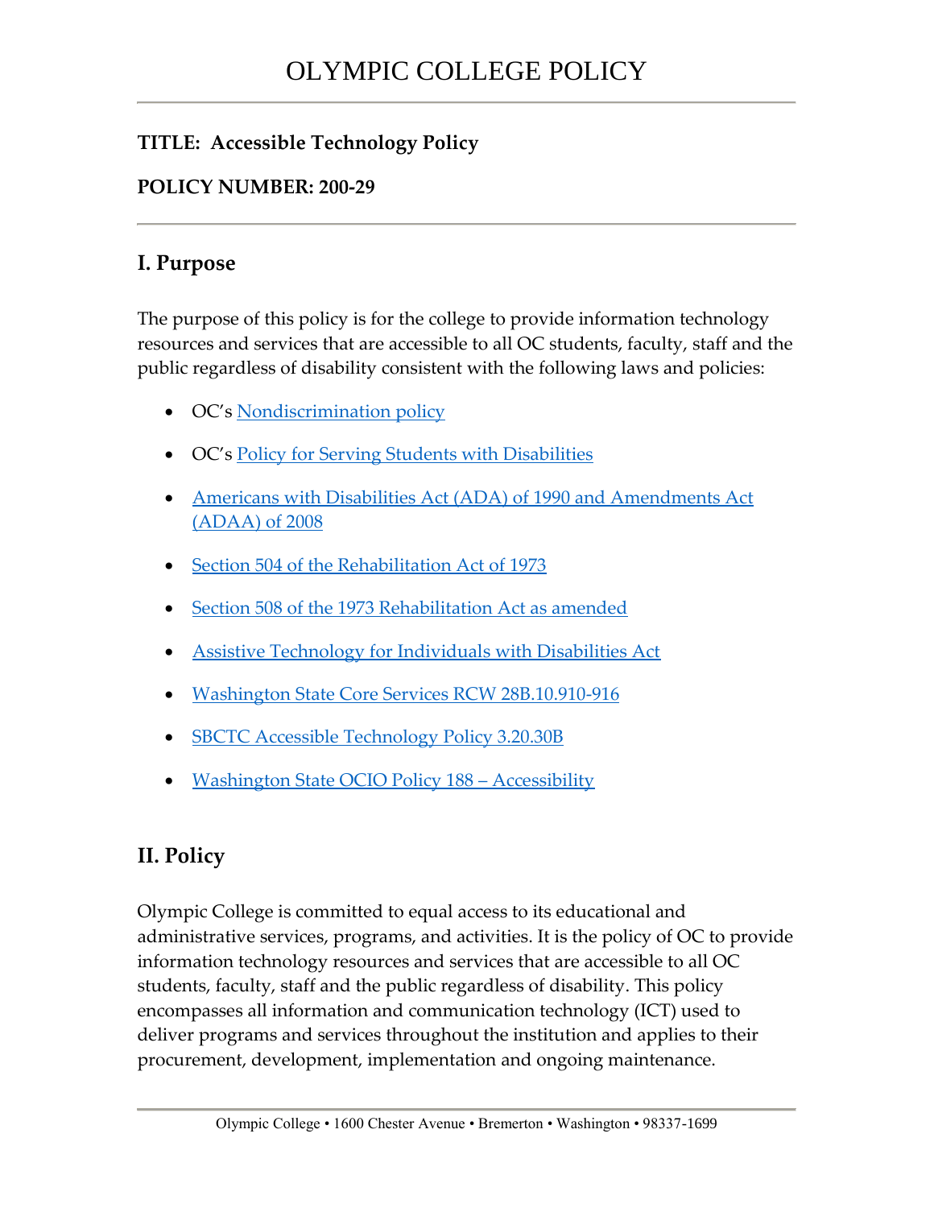# OLYMPIC COLLEGE POLICY

**TITLE: Accessible Technology Policy**

**POLICY NUMBER: 200-29**

## I. Purpose

The purpose of this policy is for the college to provide information technology resources and services that are accessible to all OC students, faculty, staff and the public regardless of disability consistent with the following laws and policies:

- OC's Nondiscrimination policy
- OC's Policy for Serving Students with Disabilities
- Americans with Disabilities Act (ADA) of 1990 and Amendments Act (ADAA) of 2008
- Section 504 of the Rehabilitation Act of 1973
- Section 508 of the 1973 Rehabilitation Act as amended
- Assistive Technology for Individuals with Disabilities Act
- Washington State Core Services RCW 28B.10.910-916
- SBCTC Accessible Technology Policy 3.20.30B
- Washington State OCIO Policy 188 – Accessibility

## II. Policy

Olympic College is committed to equal access to its educational and administrative services, programs, and activities. It is the policy of OC to provide information technology resources and services that are accessible to all OC students, faculty, staff and the public regardless of disability. This policy encompasses all information and communication technology (ICT) used to deliver programs and services throughout the institution and applies to their procurement, development, implementation and ongoing maintenance.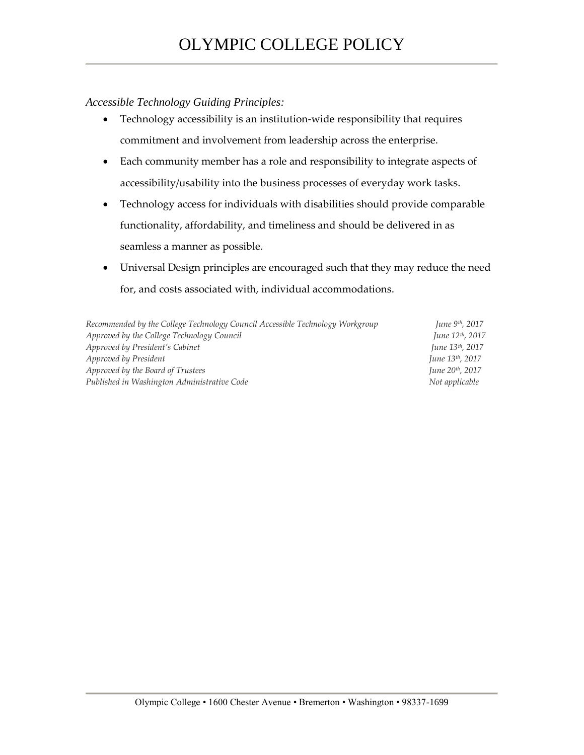*Accessible Technology Guiding Principles:*

- Technology accessibility is an institution-wide responsibility that requires commitment and involvement from leadership across the enterprise.
- Each community member has a role and responsibility to integrate aspects of accessibility/usability into the business processes of everyday work tasks.
- Technology access for individuals with disabilities should provide comparable functionality, affordability, and timeliness and should be delivered in as seamless a manner as possible.
- Universal Design principles are encouraged such that they may reduce the need for, and costs associated with, individual accommodations.

| | |
|---|---|
| *Recommended by the College Technology Council Accessible Technology Workgroup* | *June 9th, 2017* |
| *Approved by the College Technology Council* | *June 12th, 2017* |
| *Approved by President's Cabinet* | *June 13th, 2017* |
| *Approved by President* | *June 13th, 2017* |
| *Approved by the Board of Trustees* | *June 20th, 2017* |
| *Published in Washington Administrative Code* | *Not applicable* |